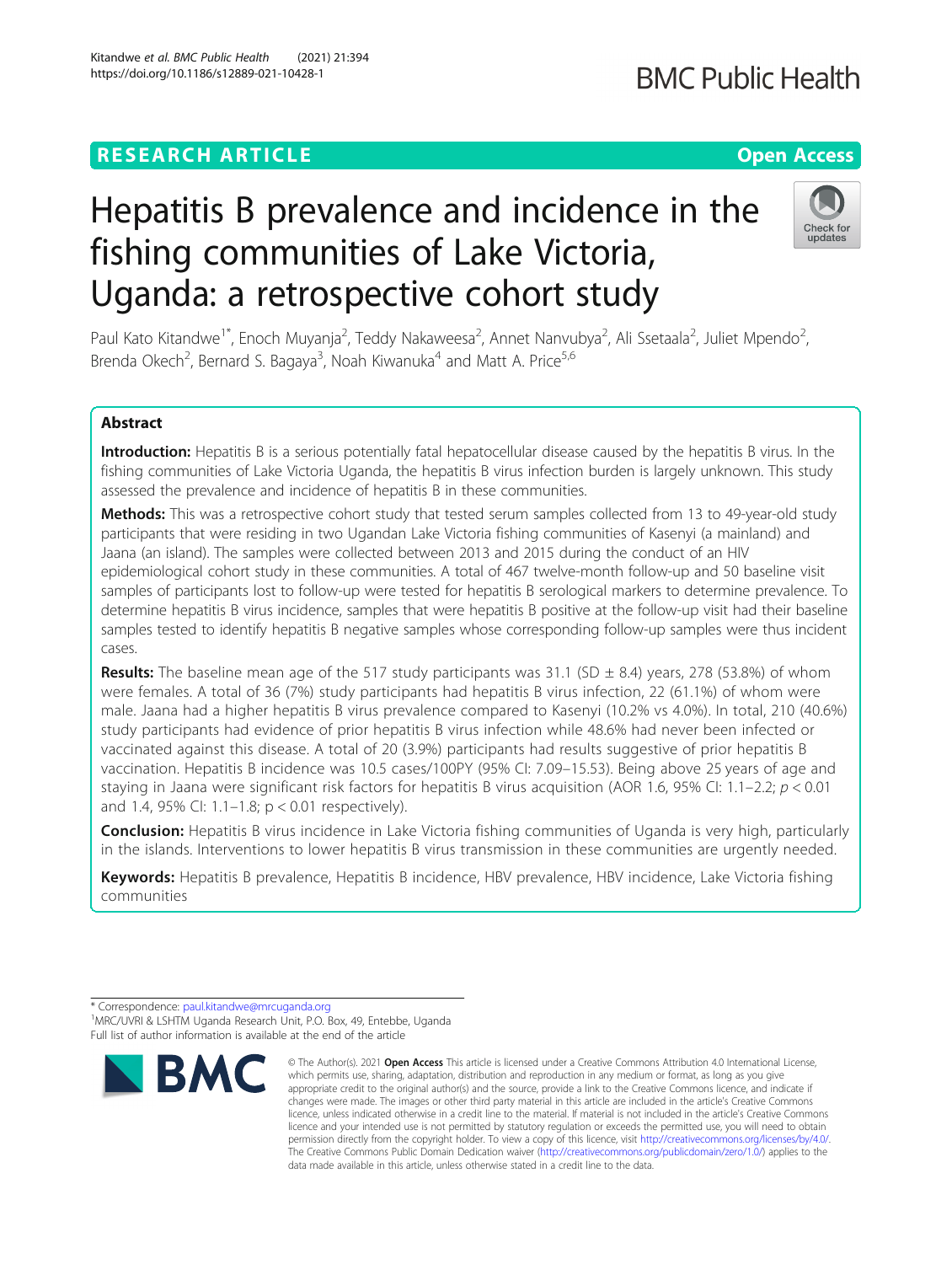RESEARCH ARTICLE

Open Access

# Hepatitis B prevalence and incidence in the fishing communities of Lake Victoria, Uganda: a retrospective cohort study

Paul Kato Kitandwe[1*], Enoch Muyanja[2], Teddy Nakaweesa[2], Annet Nanvubya[2], Ali Ssetaala[2], Juliet Mpendo[2], Brenda Okech[2], Bernard S. Bagaya[3], Noah Kiwanuka[4] and Matt A. Price[5,6]

## Abstract

**Introduction:** Hepatitis B is a serious potentially fatal hepatocellular disease caused by the hepatitis B virus. In the fishing communities of Lake Victoria Uganda, the hepatitis B virus infection burden is largely unknown. This study assessed the prevalence and incidence of hepatitis B in these communities.

**Methods:** This was a retrospective cohort study that tested serum samples collected from 13 to 49-year-old study participants that were residing in two Ugandan Lake Victoria fishing communities of Kasenyi (a mainland) and Jaana (an island). The samples were collected between 2013 and 2015 during the conduct of an HIV epidemiological cohort study in these communities. A total of 467 twelve-month follow-up and 50 baseline visit samples of participants lost to follow-up were tested for hepatitis B serological markers to determine prevalence. To determine hepatitis B virus incidence, samples that were hepatitis B positive at the follow-up visit had their baseline samples tested to identify hepatitis B negative samples whose corresponding follow-up samples were thus incident cases.

**Results:** The baseline mean age of the 517 study participants was 31.1 (SD ± 8.4) years, 278 (53.8%) of whom were females. A total of 36 (7%) study participants had hepatitis B virus infection, 22 (61.1%) of whom were male. Jaana had a higher hepatitis B virus prevalence compared to Kasenyi (10.2% vs 4.0%). In total, 210 (40.6%) study participants had evidence of prior hepatitis B virus infection while 48.6% had never been infected or vaccinated against this disease. A total of 20 (3.9%) participants had results suggestive of prior hepatitis B vaccination. Hepatitis B incidence was 10.5 cases/100PY (95% CI: 7.09–15.53). Being above 25 years of age and staying in Jaana were significant risk factors for hepatitis B virus acquisition (AOR 1.6, 95% CI: 1.1–2.2; $p < 0.01$ and 1.4, 95% CI: 1.1–1.8; $p < 0.01$ respectively).

**Conclusion:** Hepatitis B virus incidence in Lake Victoria fishing communities of Uganda is very high, particularly in the islands. Interventions to lower hepatitis B virus transmission in these communities are urgently needed.

**Keywords:** Hepatitis B prevalence, Hepatitis B incidence, HBV prevalence, HBV incidence, Lake Victoria fishing communities

---

* Correspondence: paul.kitandwe@mrcuganda.org

[1]MRC/UVRI & LSHTM Uganda Research Unit, P.O. Box, 49, Entebbe, Uganda

Full list of author information is available at the end of the article

© The Author(s). 2021 **Open Access** This article is licensed under a Creative Commons Attribution 4.0 International License, which permits use, sharing, adaptation, distribution and reproduction in any medium or format, as long as you give appropriate credit to the original author(s) and the source, provide a link to the Creative Commons licence, and indicate if changes were made. The images or other third party material in this article are included in the article's Creative Commons licence, unless indicated otherwise in a credit line to the material. If material is not included in the article's Creative Commons licence and your intended use is not permitted by statutory regulation or exceeds the permitted use, you will need to obtain permission directly from the copyright holder. To view a copy of this licence, visit http://creativecommons.org/licenses/by/4.0/. The Creative Commons Public Domain Dedication waiver (http://creativecommons.org/publicdomain/zero/1.0/) applies to the data made available in this article, unless otherwise stated in a credit line to the data.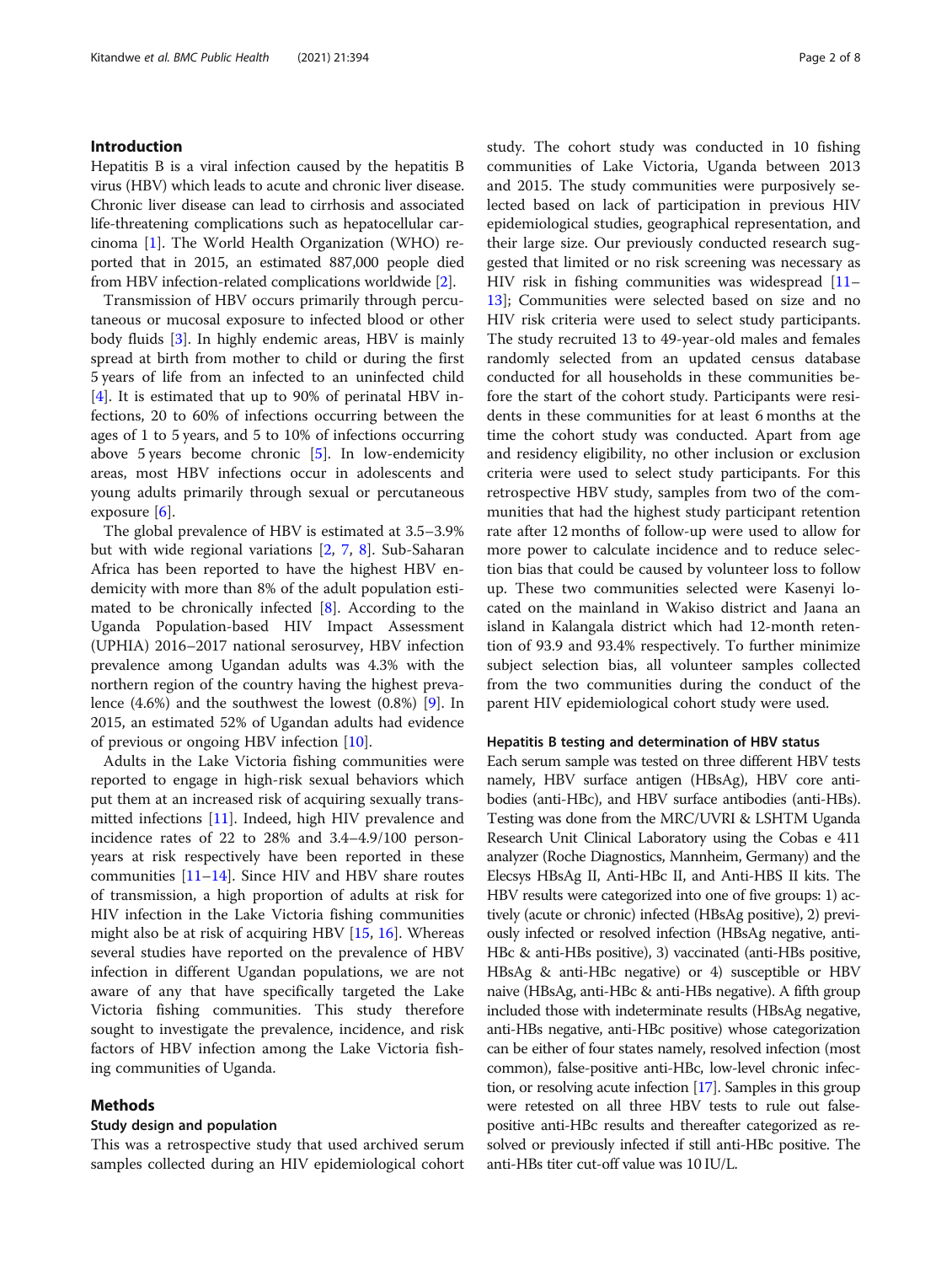## Introduction

Hepatitis B is a viral infection caused by the hepatitis B virus (HBV) which leads to acute and chronic liver disease. Chronic liver disease can lead to cirrhosis and associated life-threatening complications such as hepatocellular carcinoma [1]. The World Health Organization (WHO) reported that in 2015, an estimated 887,000 people died from HBV infection-related complications worldwide [2].

Transmission of HBV occurs primarily through percutaneous or mucosal exposure to infected blood or other body fluids [3]. In highly endemic areas, HBV is mainly spread at birth from mother to child or during the first 5 years of life from an infected to an uninfected child [4]. It is estimated that up to 90% of perinatal HBV infections, 20 to 60% of infections occurring between the ages of 1 to 5 years, and 5 to 10% of infections occurring above 5 years become chronic [5]. In low-endemicity areas, most HBV infections occur in adolescents and young adults primarily through sexual or percutaneous exposure [6].

The global prevalence of HBV is estimated at 3.5–3.9% but with wide regional variations [2, 7, 8]. Sub-Saharan Africa has been reported to have the highest HBV endemicity with more than 8% of the adult population estimated to be chronically infected [8]. According to the Uganda Population-based HIV Impact Assessment (UPHIA) 2016–2017 national serosurvey, HBV infection prevalence among Ugandan adults was 4.3% with the northern region of the country having the highest prevalence (4.6%) and the southwest the lowest (0.8%) [9]. In 2015, an estimated 52% of Ugandan adults had evidence of previous or ongoing HBV infection [10].

Adults in the Lake Victoria fishing communities were reported to engage in high-risk sexual behaviors which put them at an increased risk of acquiring sexually transmitted infections [11]. Indeed, high HIV prevalence and incidence rates of 22 to 28% and 3.4–4.9/100 person-years at risk respectively have been reported in these communities [11–14]. Since HIV and HBV share routes of transmission, a high proportion of adults at risk for HIV infection in the Lake Victoria fishing communities might also be at risk of acquiring HBV [15, 16]. Whereas several studies have reported on the prevalence of HBV infection in different Ugandan populations, we are not aware of any that have specifically targeted the Lake Victoria fishing communities. This study therefore sought to investigate the prevalence, incidence, and risk factors of HBV infection among the Lake Victoria fishing communities of Uganda.

## Methods

### Study design and population

This was a retrospective study that used archived serum samples collected during an HIV epidemiological cohort study. The cohort study was conducted in 10 fishing communities of Lake Victoria, Uganda between 2013 and 2015. The study communities were purposively selected based on lack of participation in previous HIV epidemiological studies, geographical representation, and their large size. Our previously conducted research suggested that limited or no risk screening was necessary as HIV risk in fishing communities was widespread [11–13]; Communities were selected based on size and no HIV risk criteria were used to select study participants. The study recruited 13 to 49-year-old males and females randomly selected from an updated census database conducted for all households in these communities before the start of the cohort study. Participants were residents in these communities for at least 6 months at the time the cohort study was conducted. Apart from age and residency eligibility, no other inclusion or exclusion criteria were used to select study participants. For this retrospective HBV study, samples from two of the communities that had the highest study participant retention rate after 12 months of follow-up were used to allow for more power to calculate incidence and to reduce selection bias that could be caused by volunteer loss to follow up. These two communities selected were Kasenyi located on the mainland in Wakiso district and Jaana an island in Kalangala district which had 12-month retention of 93.9 and 93.4% respectively. To further minimize subject selection bias, all volunteer samples collected from the two communities during the conduct of the parent HIV epidemiological cohort study were used.

### Hepatitis B testing and determination of HBV status

Each serum sample was tested on three different HBV tests namely, HBV surface antigen (HBsAg), HBV core antibodies (anti-HBc), and HBV surface antibodies (anti-HBs). Testing was done from the MRC/UVRI & LSHTM Uganda Research Unit Clinical Laboratory using the Cobas e 411 analyzer (Roche Diagnostics, Mannheim, Germany) and the Elecsys HBsAg II, Anti-HBc II, and Anti-HBS II kits. The HBV results were categorized into one of five groups: 1) actively (acute or chronic) infected (HBsAg positive), 2) previously infected or resolved infection (HBsAg negative, anti-HBc & anti-HBs positive), 3) vaccinated (anti-HBs positive, HBsAg & anti-HBc negative) or 4) susceptible or HBV naive (HBsAg, anti-HBc & anti-HBs negative). A fifth group included those with indeterminate results (HBsAg negative, anti-HBs negative, anti-HBc positive) whose categorization can be either of four states namely, resolved infection (most common), false-positive anti-HBc, low-level chronic infection, or resolving acute infection [17]. Samples in this group were retested on all three HBV tests to rule out false-positive anti-HBc results and thereafter categorized as resolved or previously infected if still anti-HBc positive. The anti-HBs titer cut-off value was 10 IU/L.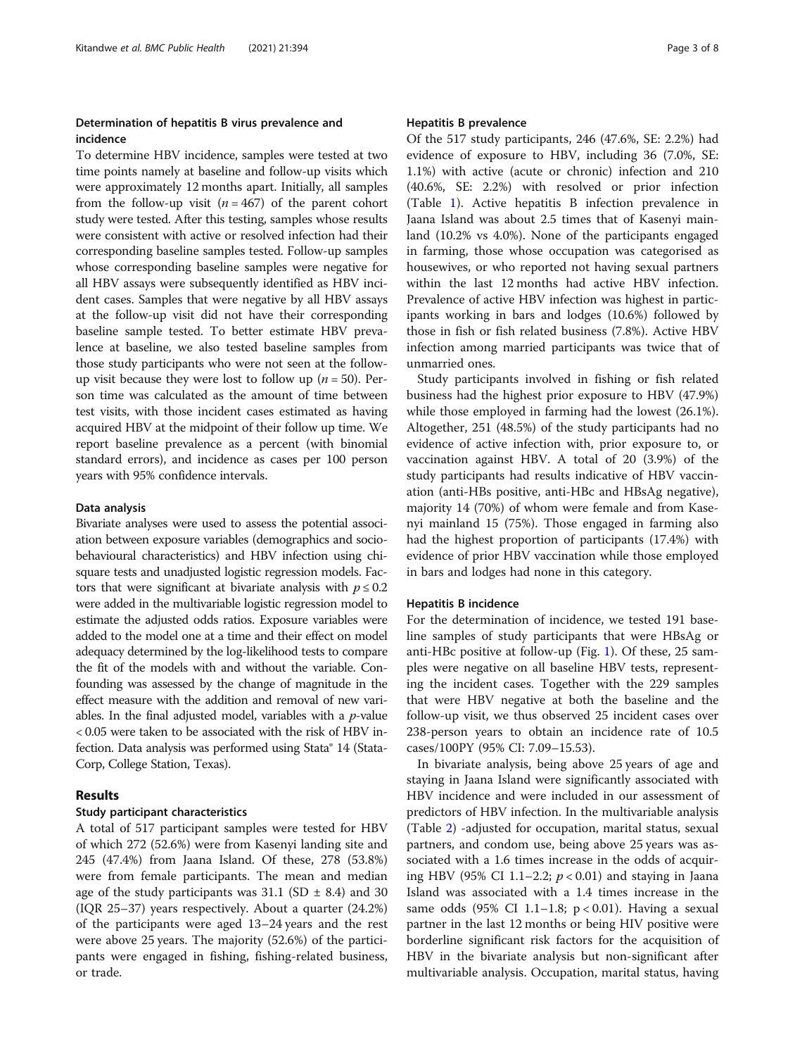### Determination of hepatitis B virus prevalence and incidence

To determine HBV incidence, samples were tested at two time points namely at baseline and follow-up visits which were approximately 12 months apart. Initially, all samples from the follow-up visit ($n = 467$) of the parent cohort study were tested. After this testing, samples whose results were consistent with active or resolved infection had their corresponding baseline samples tested. Follow-up samples whose corresponding baseline samples were negative for all HBV assays were subsequently identified as HBV incident cases. Samples that were negative by all HBV assays at the follow-up visit did not have their corresponding baseline sample tested. To better estimate HBV prevalence at baseline, we also tested baseline samples from those study participants who were not seen at the follow-up visit because they were lost to follow up ($n = 50$). Person time was calculated as the amount of time between test visits, with those incident cases estimated as having acquired HBV at the midpoint of their follow up time. We report baseline prevalence as a percent (with binomial standard errors), and incidence as cases per 100 person years with 95% confidence intervals.

### Data analysis

Bivariate analyses were used to assess the potential association between exposure variables (demographics and socio-behavioural characteristics) and HBV infection using chi-square tests and unadjusted logistic regression models. Factors that were significant at bivariate analysis with $p \leq 0.2$ were added in the multivariable logistic regression model to estimate the adjusted odds ratios. Exposure variables were added to the model one at a time and their effect on model adequacy determined by the log-likelihood tests to compare the fit of the models with and without the variable. Confounding was assessed by the change of magnitude in the effect measure with the addition and removal of new variables. In the final adjusted model, variables with a $p$-value $< 0.05$ were taken to be associated with the risk of HBV infection. Data analysis was performed using Stata® 14 (StataCorp, College Station, Texas).

## Results

### Study participant characteristics

A total of 517 participant samples were tested for HBV of which 272 (52.6%) were from Kasenyi landing site and 245 (47.4%) from Jaana Island. Of these, 278 (53.8%) were from female participants. The mean and median age of the study participants was 31.1 (SD ± 8.4) and 30 (IQR 25–37) years respectively. About a quarter (24.2%) of the participants were aged 13–24 years and the rest were above 25 years. The majority (52.6%) of the participants were engaged in fishing, fishing-related business, or trade.

### Hepatitis B prevalence

Of the 517 study participants, 246 (47.6%, SE: 2.2%) had evidence of exposure to HBV, including 36 (7.0%, SE: 1.1%) with active (acute or chronic) infection and 210 (40.6%, SE: 2.2%) with resolved or prior infection (Table 1). Active hepatitis B infection prevalence in Jaana Island was about 2.5 times that of Kasenyi mainland (10.2% vs 4.0%). None of the participants engaged in farming, those whose occupation was categorised as housewives, or who reported not having sexual partners within the last 12 months had active HBV infection. Prevalence of active HBV infection was highest in participants working in bars and lodges (10.6%) followed by those in fish or fish related business (7.8%). Active HBV infection among married participants was twice that of unmarried ones.

Study participants involved in fishing or fish related business had the highest prior exposure to HBV (47.9%) while those employed in farming had the lowest (26.1%). Altogether, 251 (48.5%) of the study participants had no evidence of active infection with, prior exposure to, or vaccination against HBV. A total of 20 (3.9%) of the study participants had results indicative of HBV vaccination (anti-HBs positive, anti-HBc and HBsAg negative), majority 14 (70%) of whom were female and from Kasenyi mainland 15 (75%). Those engaged in farming also had the highest proportion of participants (17.4%) with evidence of prior HBV vaccination while those employed in bars and lodges had none in this category.

### Hepatitis B incidence

For the determination of incidence, we tested 191 baseline samples of study participants that were HBsAg or anti-HBc positive at follow-up (Fig. 1). Of these, 25 samples were negative on all baseline HBV tests, representing the incident cases. Together with the 229 samples that were HBV negative at both the baseline and the follow-up visit, we thus observed 25 incident cases over 238-person years to obtain an incidence rate of 10.5 cases/100PY (95% CI: 7.09–15.53).

In bivariate analysis, being above 25 years of age and staying in Jaana Island were significantly associated with HBV incidence and were included in our assessment of predictors of HBV infection. In the multivariable analysis (Table 2) -adjusted for occupation, marital status, sexual partners, and condom use, being above 25 years was associated with a 1.6 times increase in the odds of acquiring HBV (95% CI 1.1–2.2; $p < 0.01$) and staying in Jaana Island was associated with a 1.4 times increase in the same odds (95% CI 1.1–1.8; $p < 0.01$). Having a sexual partner in the last 12 months or being HIV positive were borderline significant risk factors for the acquisition of HBV in the bivariate analysis but non-significant after multivariable analysis. Occupation, marital status, having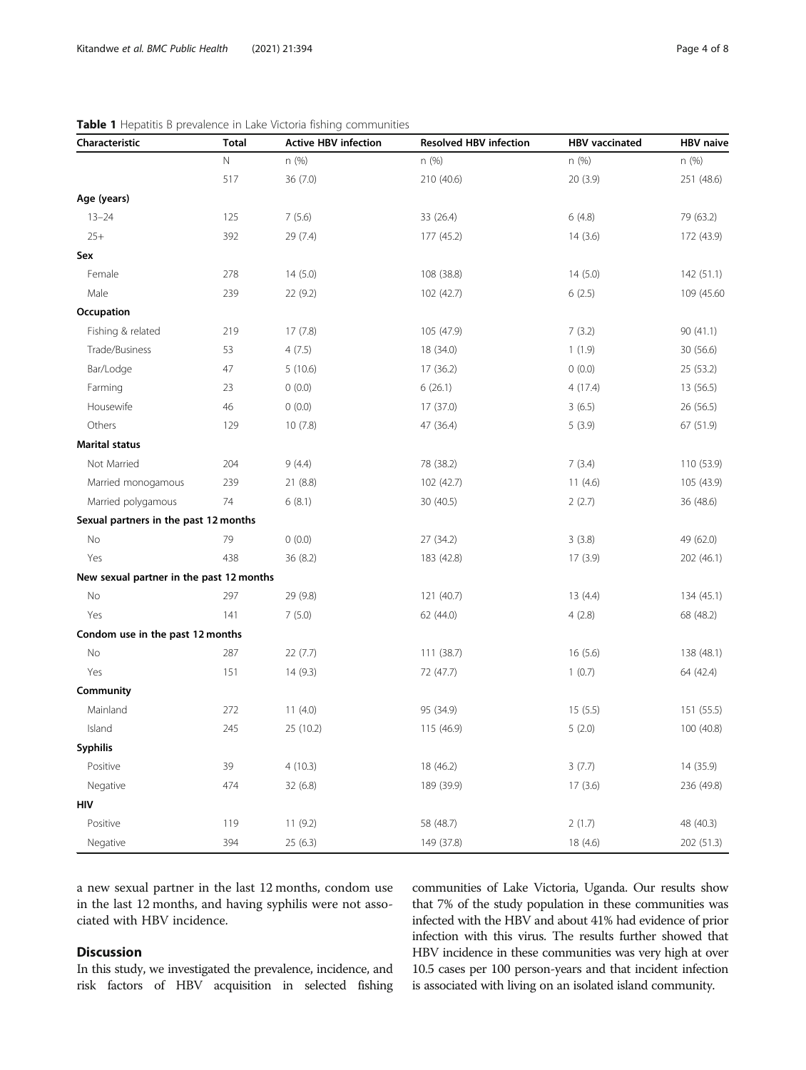**Table 1** Hepatitis B prevalence in Lake Victoria fishing communities

| Characteristic | Total | Active HBV infection | Resolved HBV infection | HBV vaccinated | HBV naive |
|---|---|---|---|---|---|
| | N | n (%) | n (%) | n (%) | n (%) |
| | 517 | 36 (7.0) | 210 (40.6) | 20 (3.9) | 251 (48.6) |
| **Age (years)** | | | | | |
| 13–24 | 125 | 7 (5.6) | 33 (26.4) | 6 (4.8) | 79 (63.2) |
| 25+ | 392 | 29 (7.4) | 177 (45.2) | 14 (3.6) | 172 (43.9) |
| **Sex** | | | | | |
| Female | 278 | 14 (5.0) | 108 (38.8) | 14 (5.0) | 142 (51.1) |
| Male | 239 | 22 (9.2) | 102 (42.7) | 6 (2.5) | 109 (45.60 |
| **Occupation** | | | | | |
| Fishing & related | 219 | 17 (7.8) | 105 (47.9) | 7 (3.2) | 90 (41.1) |
| Trade/Business | 53 | 4 (7.5) | 18 (34.0) | 1 (1.9) | 30 (56.6) |
| Bar/Lodge | 47 | 5 (10.6) | 17 (36.2) | 0 (0.0) | 25 (53.2) |
| Farming | 23 | 0 (0.0) | 6 (26.1) | 4 (17.4) | 13 (56.5) |
| Housewife | 46 | 0 (0.0) | 17 (37.0) | 3 (6.5) | 26 (56.5) |
| Others | 129 | 10 (7.8) | 47 (36.4) | 5 (3.9) | 67 (51.9) |
| **Marital status** | | | | | |
| Not Married | 204 | 9 (4.4) | 78 (38.2) | 7 (3.4) | 110 (53.9) |
| Married monogamous | 239 | 21 (8.8) | 102 (42.7) | 11 (4.6) | 105 (43.9) |
| Married polygamous | 74 | 6 (8.1) | 30 (40.5) | 2 (2.7) | 36 (48.6) |
| **Sexual partners in the past 12 months** | | | | | |
| No | 79 | 0 (0.0) | 27 (34.2) | 3 (3.8) | 49 (62.0) |
| Yes | 438 | 36 (8.2) | 183 (42.8) | 17 (3.9) | 202 (46.1) |
| **New sexual partner in the past 12 months** | | | | | |
| No | 297 | 29 (9.8) | 121 (40.7) | 13 (4.4) | 134 (45.1) |
| Yes | 141 | 7 (5.0) | 62 (44.0) | 4 (2.8) | 68 (48.2) |
| **Condom use in the past 12 months** | | | | | |
| No | 287 | 22 (7.7) | 111 (38.7) | 16 (5.6) | 138 (48.1) |
| Yes | 151 | 14 (9.3) | 72 (47.7) | 1 (0.7) | 64 (42.4) |
| **Community** | | | | | |
| Mainland | 272 | 11 (4.0) | 95 (34.9) | 15 (5.5) | 151 (55.5) |
| Island | 245 | 25 (10.2) | 115 (46.9) | 5 (2.0) | 100 (40.8) |
| **Syphilis** | | | | | |
| Positive | 39 | 4 (10.3) | 18 (46.2) | 3 (7.7) | 14 (35.9) |
| Negative | 474 | 32 (6.8) | 189 (39.9) | 17 (3.6) | 236 (49.8) |
| **HIV** | | | | | |
| Positive | 119 | 11 (9.2) | 58 (48.7) | 2 (1.7) | 48 (40.3) |
| Negative | 394 | 25 (6.3) | 149 (37.8) | 18 (4.6) | 202 (51.3) |

a new sexual partner in the last 12 months, condom use in the last 12 months, and having syphilis were not associated with HBV incidence.

## Discussion

In this study, we investigated the prevalence, incidence, and risk factors of HBV acquisition in selected fishing communities of Lake Victoria, Uganda. Our results show that 7% of the study population in these communities was infected with the HBV and about 41% had evidence of prior infection with this virus. The results further showed that HBV incidence in these communities was very high at over 10.5 cases per 100 person-years and that incident infection is associated with living on an isolated island community.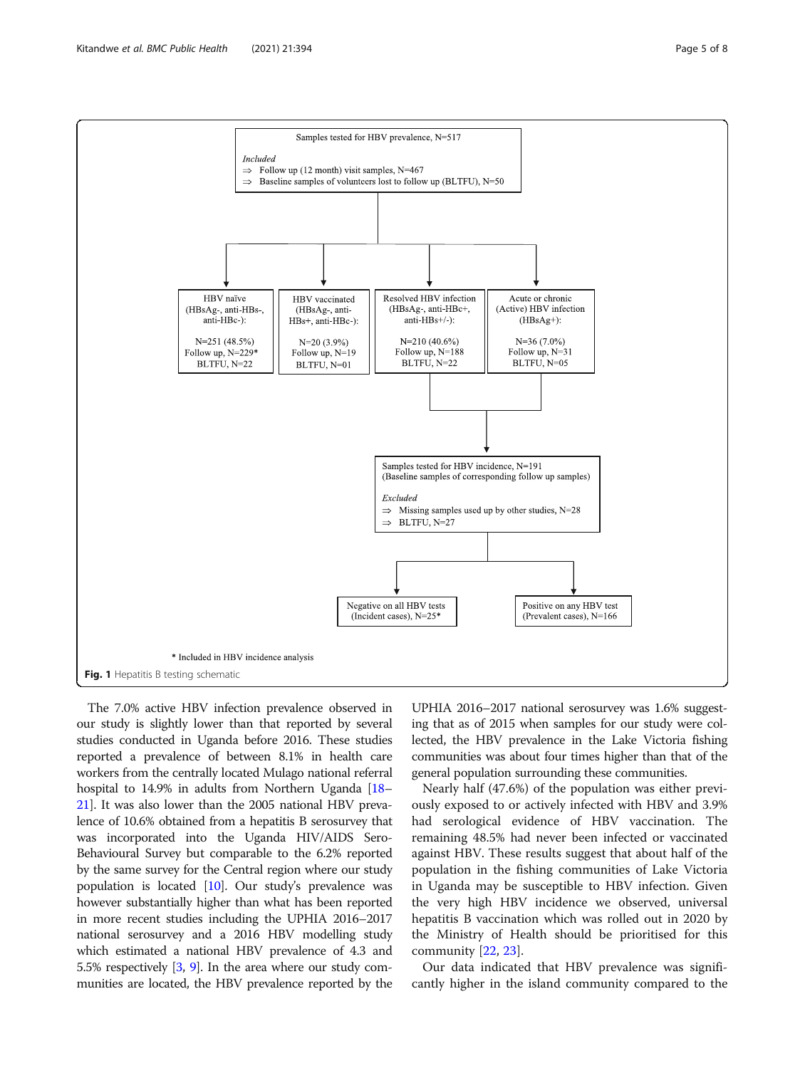Samples tested for HBV prevalence, N=517

*Included*
⇒ Follow up (12 month) visit samples, N=467
⇒ Baseline samples of volunteers lost to follow up (BLTFU), N=50

| HBV naïve (HBsAg-, anti-HBs-, anti-HBc-): | HBV vaccinated (HBsAg-, anti-HBs+, anti-HBc-): | Resolved HBV infection (HBsAg-, anti-HBc+, anti-HBs+/-): | Acute or chronic (Active) HBV infection (HBsAg+): |
| --- | --- | --- | --- |
| N=251 (48.5%) Follow up, N=229* BLTFU, N=22 | N=20 (3.9%) Follow up, N=19 BLTFU, N=01 | N=210 (40.6%) Follow up, N=188 BLTFU, N=22 | N=36 (7.0%) Follow up, N=31 BLTFU, N=05 |

Samples tested for HBV incidence, N=191
(Baseline samples of corresponding follow up samples)

*Excluded*
⇒ Missing samples used up by other studies, N=28
⇒ BLTFU, N=27

Negative on all HBV tests (Incident cases), N=25*

Positive on any HBV test (Prevalent cases), N=166

\* Included in HBV incidence analysis

**Fig. 1** Hepatitis B testing schematic

The 7.0% active HBV infection prevalence observed in our study is slightly lower than that reported by several studies conducted in Uganda before 2016. These studies reported a prevalence of between 8.1% in health care workers from the centrally located Mulago national referral hospital to 14.9% in adults from Northern Uganda [18–21]. It was also lower than the 2005 national HBV prevalence of 10.6% obtained from a hepatitis B serosurvey that was incorporated into the Uganda HIV/AIDS Sero-Behavioural Survey but comparable to the 6.2% reported by the same survey for the Central region where our study population is located [10]. Our study's prevalence was however substantially higher than what has been reported in more recent studies including the UPHIA 2016–2017 national serosurvey and a 2016 HBV modelling study which estimated a national HBV prevalence of 4.3 and 5.5% respectively [3, 9]. In the area where our study communities are located, the HBV prevalence reported by the UPHIA 2016–2017 national serosurvey was 1.6% suggesting that as of 2015 when samples for our study were collected, the HBV prevalence in the Lake Victoria fishing communities was about four times higher than that of the general population surrounding these communities.

Nearly half (47.6%) of the population was either previously exposed to or actively infected with HBV and 3.9% had serological evidence of HBV vaccination. The remaining 48.5% had never been infected or vaccinated against HBV. These results suggest that about half of the population in the fishing communities of Lake Victoria in Uganda may be susceptible to HBV infection. Given the very high HBV incidence we observed, universal hepatitis B vaccination which was rolled out in 2020 by the Ministry of Health should be prioritised for this community [22, 23].

Our data indicated that HBV prevalence was significantly higher in the island community compared to the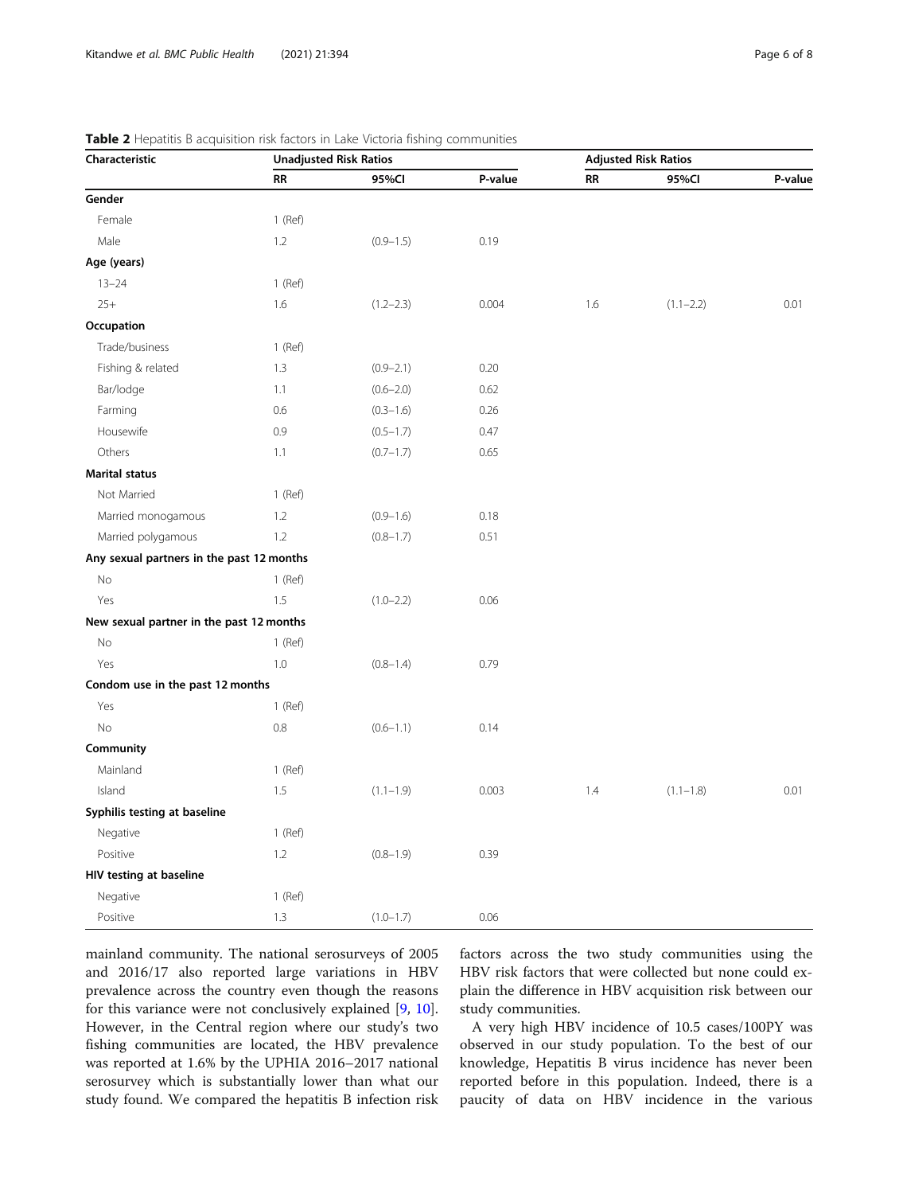**Table 2** Hepatitis B acquisition risk factors in Lake Victoria fishing communities

| Characteristic | Unadjusted Risk Ratios | | | Adjusted Risk Ratios | | |
|---|---|---|---|---|---|---|
| | RR | 95%CI | P-value | RR | 95%CI | P-value |
| **Gender** | | | | | | |
| Female | 1 (Ref) | | | | | |
| Male | 1.2 | (0.9–1.5) | 0.19 | | | |
| **Age (years)** | | | | | | |
| 13–24 | 1 (Ref) | | | | | |
| 25+ | 1.6 | (1.2–2.3) | 0.004 | 1.6 | (1.1–2.2) | 0.01 |
| **Occupation** | | | | | | |
| Trade/business | 1 (Ref) | | | | | |
| Fishing & related | 1.3 | (0.9–2.1) | 0.20 | | | |
| Bar/lodge | 1.1 | (0.6–2.0) | 0.62 | | | |
| Farming | 0.6 | (0.3–1.6) | 0.26 | | | |
| Housewife | 0.9 | (0.5–1.7) | 0.47 | | | |
| Others | 1.1 | (0.7–1.7) | 0.65 | | | |
| **Marital status** | | | | | | |
| Not Married | 1 (Ref) | | | | | |
| Married monogamous | 1.2 | (0.9–1.6) | 0.18 | | | |
| Married polygamous | 1.2 | (0.8–1.7) | 0.51 | | | |
| **Any sexual partners in the past 12 months** | | | | | | |
| No | 1 (Ref) | | | | | |
| Yes | 1.5 | (1.0–2.2) | 0.06 | | | |
| **New sexual partner in the past 12 months** | | | | | | |
| No | 1 (Ref) | | | | | |
| Yes | 1.0 | (0.8–1.4) | 0.79 | | | |
| **Condom use in the past 12 months** | | | | | | |
| Yes | 1 (Ref) | | | | | |
| No | 0.8 | (0.6–1.1) | 0.14 | | | |
| **Community** | | | | | | |
| Mainland | 1 (Ref) | | | | | |
| Island | 1.5 | (1.1–1.9) | 0.003 | 1.4 | (1.1–1.8) | 0.01 |
| **Syphilis testing at baseline** | | | | | | |
| Negative | 1 (Ref) | | | | | |
| Positive | 1.2 | (0.8–1.9) | 0.39 | | | |
| **HIV testing at baseline** | | | | | | |
| Negative | 1 (Ref) | | | | | |
| Positive | 1.3 | (1.0–1.7) | 0.06 | | | |

mainland community. The national serosurveys of 2005 and 2016/17 also reported large variations in HBV prevalence across the country even though the reasons for this variance were not conclusively explained [9, 10]. However, in the Central region where our study's two fishing communities are located, the HBV prevalence was reported at 1.6% by the UPHIA 2016–2017 national serosurvey which is substantially lower than what our study found. We compared the hepatitis B infection risk factors across the two study communities using the HBV risk factors that were collected but none could explain the difference in HBV acquisition risk between our study communities.

A very high HBV incidence of 10.5 cases/100PY was observed in our study population. To the best of our knowledge, Hepatitis B virus incidence has never been reported before in this population. Indeed, there is a paucity of data on HBV incidence in the various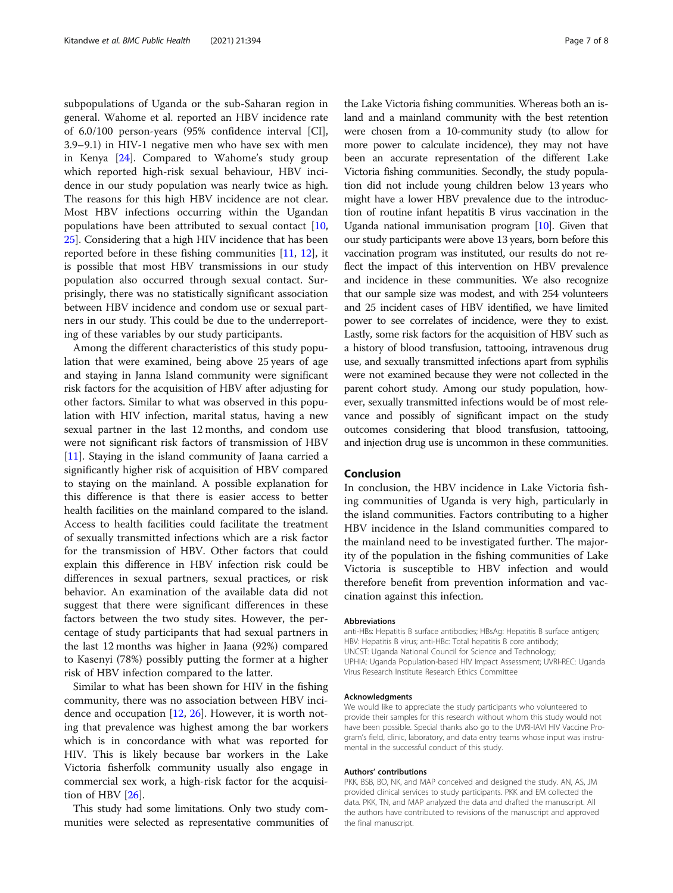subpopulations of Uganda or the sub-Saharan region in general. Wahome et al. reported an HBV incidence rate of 6.0/100 person-years (95% confidence interval [CI], 3.9–9.1) in HIV-1 negative men who have sex with men in Kenya [24]. Compared to Wahome's study group which reported high-risk sexual behaviour, HBV incidence in our study population was nearly twice as high. The reasons for this high HBV incidence are not clear. Most HBV infections occurring within the Ugandan populations have been attributed to sexual contact [10, 25]. Considering that a high HIV incidence that has been reported before in these fishing communities [11, 12], it is possible that most HBV transmissions in our study population also occurred through sexual contact. Surprisingly, there was no statistically significant association between HBV incidence and condom use or sexual partners in our study. This could be due to the underreporting of these variables by our study participants.

Among the different characteristics of this study population that were examined, being above 25 years of age and staying in Janna Island community were significant risk factors for the acquisition of HBV after adjusting for other factors. Similar to what was observed in this population with HIV infection, marital status, having a new sexual partner in the last 12 months, and condom use were not significant risk factors of transmission of HBV [11]. Staying in the island community of Jaana carried a significantly higher risk of acquisition of HBV compared to staying on the mainland. A possible explanation for this difference is that there is easier access to better health facilities on the mainland compared to the island. Access to health facilities could facilitate the treatment of sexually transmitted infections which are a risk factor for the transmission of HBV. Other factors that could explain this difference in HBV infection risk could be differences in sexual partners, sexual practices, or risk behavior. An examination of the available data did not suggest that there were significant differences in these factors between the two study sites. However, the percentage of study participants that had sexual partners in the last 12 months was higher in Jaana (92%) compared to Kasenyi (78%) possibly putting the former at a higher risk of HBV infection compared to the latter.

Similar to what has been shown for HIV in the fishing community, there was no association between HBV incidence and occupation [12, 26]. However, it is worth noting that prevalence was highest among the bar workers which is in concordance with what was reported for HIV. This is likely because bar workers in the Lake Victoria fisherfolk community usually also engage in commercial sex work, a high-risk factor for the acquisition of HBV [26].

This study had some limitations. Only two study communities were selected as representative communities of the Lake Victoria fishing communities. Whereas both an island and a mainland community with the best retention were chosen from a 10-community study (to allow for more power to calculate incidence), they may not have been an accurate representation of the different Lake Victoria fishing communities. Secondly, the study population did not include young children below 13 years who might have a lower HBV prevalence due to the introduction of routine infant hepatitis B virus vaccination in the Uganda national immunisation program [10]. Given that our study participants were above 13 years, born before this vaccination program was instituted, our results do not reflect the impact of this intervention on HBV prevalence and incidence in these communities. We also recognize that our sample size was modest, and with 254 volunteers and 25 incident cases of HBV identified, we have limited power to see correlates of incidence, were they to exist. Lastly, some risk factors for the acquisition of HBV such as a history of blood transfusion, tattooing, intravenous drug use, and sexually transmitted infections apart from syphilis were not examined because they were not collected in the parent cohort study. Among our study population, however, sexually transmitted infections would be of most relevance and possibly of significant impact on the study outcomes considering that blood transfusion, tattooing, and injection drug use is uncommon in these communities.

## Conclusion

In conclusion, the HBV incidence in Lake Victoria fishing communities of Uganda is very high, particularly in the island communities. Factors contributing to a higher HBV incidence in the Island communities compared to the mainland need to be investigated further. The majority of the population in the fishing communities of Lake Victoria is susceptible to HBV infection and would therefore benefit from prevention information and vaccination against this infection.

#### Abbreviations

anti-HBs: Hepatitis B surface antibodies; HBsAg: Hepatitis B surface antigen; HBV: Hepatitis B virus; anti-HBc: Total hepatitis B core antibody; UNCST: Uganda National Council for Science and Technology; UPHIA: Uganda Population-based HIV Impact Assessment; UVRI-REC: Uganda Virus Research Institute Research Ethics Committee

#### Acknowledgments

We would like to appreciate the study participants who volunteered to provide their samples for this research without whom this study would not have been possible. Special thanks also go to the UVRI-IAVI HIV Vaccine Program's field, clinic, laboratory, and data entry teams whose input was instrumental in the successful conduct of this study.

#### Authors' contributions

PKK, BSB, BO, NK, and MAP conceived and designed the study. AN, AS, JM provided clinical services to study participants. PKK and EM collected the data. PKK, TN, and MAP analyzed the data and drafted the manuscript. All the authors have contributed to revisions of the manuscript and approved the final manuscript.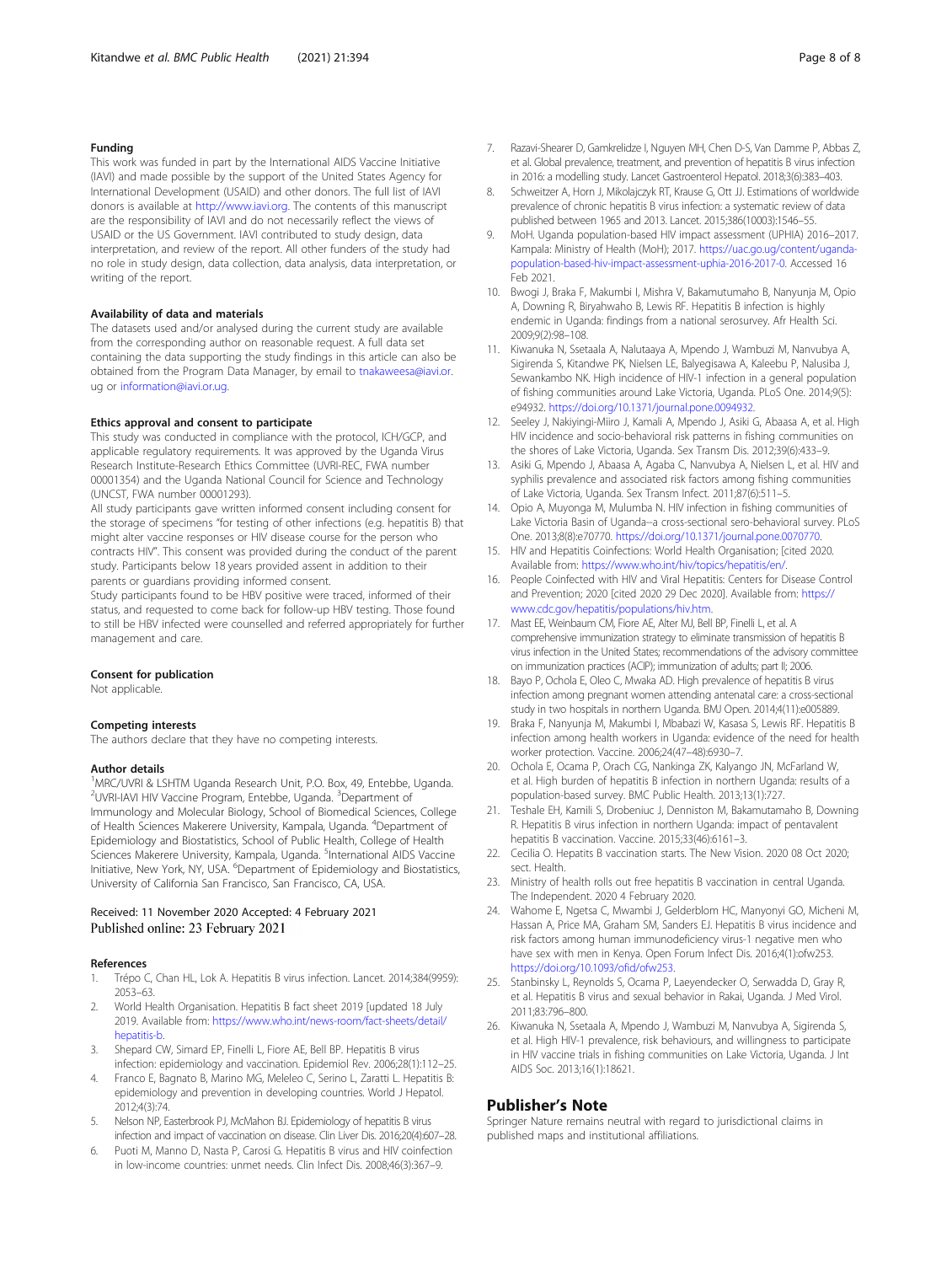### Funding

This work was funded in part by the International AIDS Vaccine Initiative (IAVI) and made possible by the support of the United States Agency for International Development (USAID) and other donors. The full list of IAVI donors is available at http://www.iavi.org. The contents of this manuscript are the responsibility of IAVI and do not necessarily reflect the views of USAID or the US Government. IAVI contributed to study design, data interpretation, and review of the report. All other funders of the study had no role in study design, data collection, data analysis, data interpretation, or writing of the report.

### Availability of data and materials

The datasets used and/or analysed during the current study are available from the corresponding author on reasonable request. A full data set containing the data supporting the study findings in this article can also be obtained from the Program Data Manager, by email to tnakaweesa@iavi.or.ug or information@iavi.or.ug.

### Ethics approval and consent to participate

This study was conducted in compliance with the protocol, ICH/GCP, and applicable regulatory requirements. It was approved by the Uganda Virus Research Institute-Research Ethics Committee (UVRI-REC, FWA number 00001354) and the Uganda National Council for Science and Technology (UNCST, FWA number 00001293).

All study participants gave written informed consent including consent for the storage of specimens "for testing of other infections (e.g. hepatitis B) that might alter vaccine responses or HIV disease course for the person who contracts HIV". This consent was provided during the conduct of the parent study. Participants below 18 years provided assent in addition to their parents or guardians providing informed consent.

Study participants found to be HBV positive were traced, informed of their status, and requested to come back for follow-up HBV testing. Those found to still be HBV infected were counselled and referred appropriately for further management and care.

### Consent for publication

Not applicable.

### Competing interests

The authors declare that they have no competing interests.

### Author details

[1]MRC/UVRI & LSHTM Uganda Research Unit, P.O. Box, 49, Entebbe, Uganda. [2]UVRI-IAVI HIV Vaccine Program, Entebbe, Uganda. [3]Department of Immunology and Molecular Biology, School of Biomedical Sciences, College of Health Sciences Makerere University, Kampala, Uganda. [4]Department of Epidemiology and Biostatistics, School of Public Health, College of Health Sciences Makerere University, Kampala, Uganda. [5]International AIDS Vaccine Initiative, New York, NY, USA. [6]Department of Epidemiology and Biostatistics, University of California San Francisco, San Francisco, CA, USA.

Received: 11 November 2020 Accepted: 4 February 2021
Published online: 23 February 2021

### References

1. Trépo C, Chan HL, Lok A. Hepatitis B virus infection. Lancet. 2014;384(9959): 2053–63.
2. World Health Organisation. Hepatitis B fact sheet 2019 [updated 18 July 2019. Available from: https://www.who.int/news-room/fact-sheets/detail/hepatitis-b.
3. Shepard CW, Simard EP, Finelli L, Fiore AE, Bell BP. Hepatitis B virus infection: epidemiology and vaccination. Epidemiol Rev. 2006;28(1):112–25.
4. Franco E, Bagnato B, Marino MG, Meleleo C, Serino L, Zaratti L. Hepatitis B: epidemiology and prevention in developing countries. World J Hepatol. 2012;4(3):74.
5. Nelson NP, Easterbrook PJ, McMahon BJ. Epidemiology of hepatitis B virus infection and impact of vaccination on disease. Clin Liver Dis. 2016;20(4):607–28.
6. Puoti M, Manno D, Nasta P, Carosi G. Hepatitis B virus and HIV coinfection in low-income countries: unmet needs. Clin Infect Dis. 2008;46(3):367–9.
7. Razavi-Shearer D, Gamkrelidze I, Nguyen MH, Chen D-S, Van Damme P, Abbas Z, et al. Global prevalence, treatment, and prevention of hepatitis B virus infection in 2016: a modelling study. Lancet Gastroenterol Hepatol. 2018;3(6):383–403.
8. Schweitzer A, Horn J, Mikolajczyk RT, Krause G, Ott JJ. Estimations of worldwide prevalence of chronic hepatitis B virus infection: a systematic review of data published between 1965 and 2013. Lancet. 2015;386(10003):1546–55.
9. MoH. Uganda population-based HIV impact assessment (UPHIA) 2016–2017. Kampala: Ministry of Health (MoH); 2017. https://uac.go.ug/content/uganda-population-based-hiv-impact-assessment-uphia-2016-2017-0. Accessed 16 Feb 2021.
10. Bwogi J, Braka F, Makumbi I, Mishra V, Bakamutumaho B, Nanyunja M, Opio A, Downing R, Biryahwaho B, Lewis RF. Hepatitis B infection is highly endemic in Uganda: findings from a national serosurvey. Afr Health Sci. 2009;9(2):98–108.
11. Kiwanuka N, Ssetaala A, Nalutaaya A, Mpendo J, Wambuzi M, Nanvubya A, Sigirenda S, Kitandwe PK, Nielsen LE, Balyegisawa A, Kaleebu P, Nalusiba J, Sewankambo NK. High incidence of HIV-1 infection in a general population of fishing communities around Lake Victoria, Uganda. PLoS One. 2014;9(5): e94932. https://doi.org/10.1371/journal.pone.0094932.
12. Seeley J, Nakiyingi-Miiro J, Kamali A, Mpendo J, Asiki G, Abaasa A, et al. High HIV incidence and socio-behavioral risk patterns in fishing communities on the shores of Lake Victoria, Uganda. Sex Transm Dis. 2012;39(6):433–9.
13. Asiki G, Mpendo J, Abaasa A, Agaba C, Nanvubya A, Nielsen L, et al. HIV and syphilis prevalence and associated risk factors among fishing communities of Lake Victoria, Uganda. Sex Transm Infect. 2011;87(6):511–5.
14. Opio A, Muyonga M, Mulumba N. HIV infection in fishing communities of Lake Victoria Basin of Uganda--a cross-sectional sero-behavioral survey. PLoS One. 2013;8(8):e70770. https://doi.org/10.1371/journal.pone.0070770.
15. HIV and Hepatitis Coinfections: World Health Organisation; [cited 2020. Available from: https://www.who.int/hiv/topics/hepatitis/en/.
16. People Coinfected with HIV and Viral Hepatitis: Centers for Disease Control and Prevention; 2020 [cited 2020 29 Dec 2020]. Available from: https://www.cdc.gov/hepatitis/populations/hiv.htm.
17. Mast EE, Weinbaum CM, Fiore AE, Alter MJ, Bell BP, Finelli L, et al. A comprehensive immunization strategy to eliminate transmission of hepatitis B virus infection in the United States; recommendations of the advisory committee on immunization practices (ACIP); immunization of adults; part II; 2006.
18. Bayo P, Ochola E, Oleo C, Mwaka AD. High prevalence of hepatitis B virus infection among pregnant women attending antenatal care: a cross-sectional study in two hospitals in northern Uganda. BMJ Open. 2014;4(11):e005889.
19. Braka F, Nanyunja M, Makumbi I, Mbabazi W, Kasasa S, Lewis RF. Hepatitis B infection among health workers in Uganda: evidence of the need for health worker protection. Vaccine. 2006;24(47–48):6930–7.
20. Ochola E, Ocama P, Orach CG, Nankinga ZK, Kalyango JN, McFarland W, et al. High burden of hepatitis B infection in northern Uganda: results of a population-based survey. BMC Public Health. 2013;13(1):727.
21. Teshale EH, Kamili S, Drobeniuc J, Denniston M, Bakamutamaho B, Downing R. Hepatitis B virus infection in northern Uganda: impact of pentavalent hepatitis B vaccination. Vaccine. 2015;33(46):6161–3.
22. Cecilia O. Hepatis B vaccination starts. The New Vision. 2020 08 Oct 2020; sect. Health.
23. Ministry of health rolls out free hepatitis B vaccination in central Uganda. The Independent. 2020 4 February 2020.
24. Wahome E, Ngetsa C, Mwambi J, Gelderblom HC, Manyonyi GO, Micheni M, Hassan A, Price MA, Graham SM, Sanders EJ. Hepatitis B virus incidence and risk factors among human immunodeficiency virus-1 negative men who have sex with men in Kenya. Open Forum Infect Dis. 2016;4(1):ofw253. https://doi.org/10.1093/ofid/ofw253.
25. Stanbinsky L, Reynolds S, Ocama P, Laeyendecker O, Serwadda D, Gray R, et al. Hepatitis B virus and sexual behavior in Rakai, Uganda. J Med Virol. 2011;83:796–800.
26. Kiwanuka N, Ssetaala A, Mpendo J, Wambuzi M, Nanvubya A, Sigirenda S, et al. High HIV-1 prevalence, risk behaviours, and willingness to participate in HIV vaccine trials in fishing communities on Lake Victoria, Uganda. J Int AIDS Soc. 2013;16(1):18621.

## Publisher's Note

Springer Nature remains neutral with regard to jurisdictional claims in published maps and institutional affiliations.